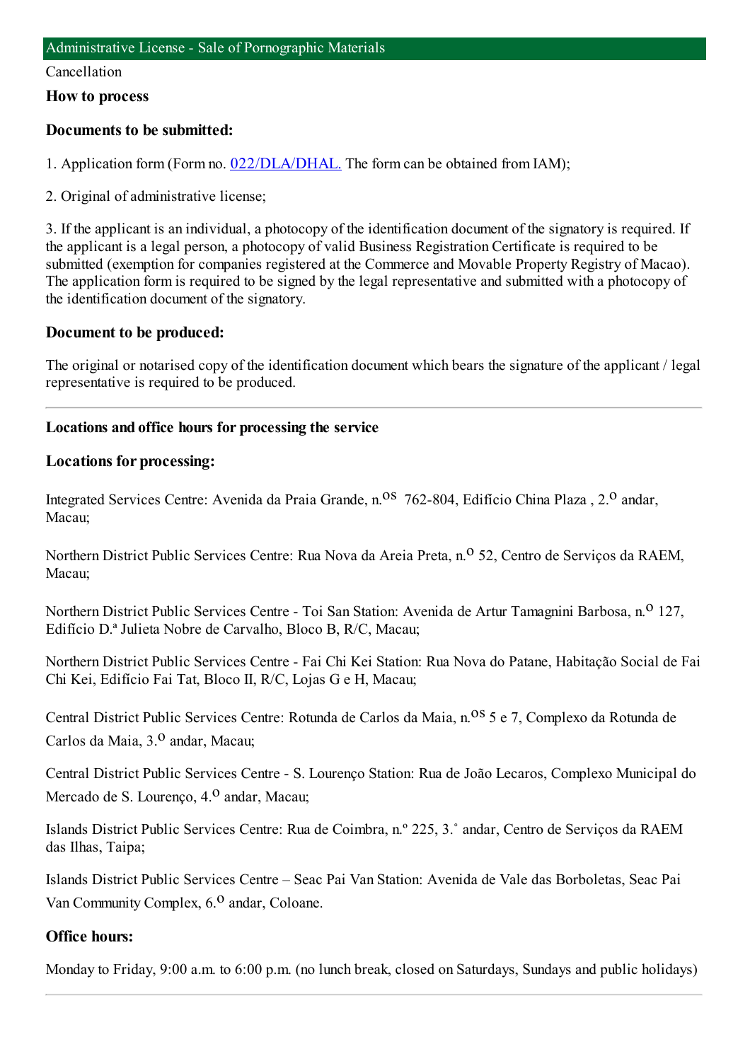# Administrative License - Sale of Pornographic Materials

Cancellation

## How to process

### Documents to be submitted:

1. Application form (Form no. 022/DLA/DHAL. The form can be obtained from IAM);

2. Original of administrative license;

3. If the applicant is an individual, a photocopy of the identification document of the signatory is required. If the applicant is a legal person, a photocopy of valid Business Registration Certificate is required to be submitted (exemption for companies registered at the Commerce and Movable Property Registry of Macao). The application form is required to be signed by the legal representative and submitted with a photocopy of the identification document of the signatory.

### Document to be produced:

The original or notarised copy of the identification document which bears the signature of the applicant / legal representative is required to be produced.

---

### Locations and office hours for processing the service

### Locations for processing:

Integrated Services Centre: Avenida da Praia Grande, n.os 762-804, Edifício China Plaza , 2.o andar, Macau;

Northern District Public Services Centre: Rua Nova da Areia Preta, n.o 52, Centro de Serviços da RAEM, Macau;

Northern District Public Services Centre - Toi San Station: Avenida de Artur Tamagnini Barbosa, n.o 127, Edifício D.ª Julieta Nobre de Carvalho, Bloco B, R/C, Macau;

Northern District Public Services Centre - Fai Chi Kei Station: Rua Nova do Patane, Habitação Social de Fai Chi Kei, Edifício Fai Tat, Bloco II, R/C, Lojas G e H, Macau;

Central District Public Services Centre: Rotunda de Carlos da Maia, n.os 5 e 7, Complexo da Rotunda de Carlos da Maia, 3.o andar, Macau;

Central District Public Services Centre - S. Lourenço Station: Rua de João Lecaros, Complexo Municipal do Mercado de S. Lourenço, 4.o andar, Macau;

Islands District Public Services Centre: Rua de Coimbra, n.º 225, 3.˚ andar, Centro de Serviços da RAEM das Ilhas, Taipa;

Islands District Public Services Centre – Seac Pai Van Station: Avenida de Vale das Borboletas, Seac Pai Van Community Complex, 6.o andar, Coloane.

### Office hours:

Monday to Friday, 9:00 a.m. to 6:00 p.m. (no lunch break, closed on Saturdays, Sundays and public holidays)

---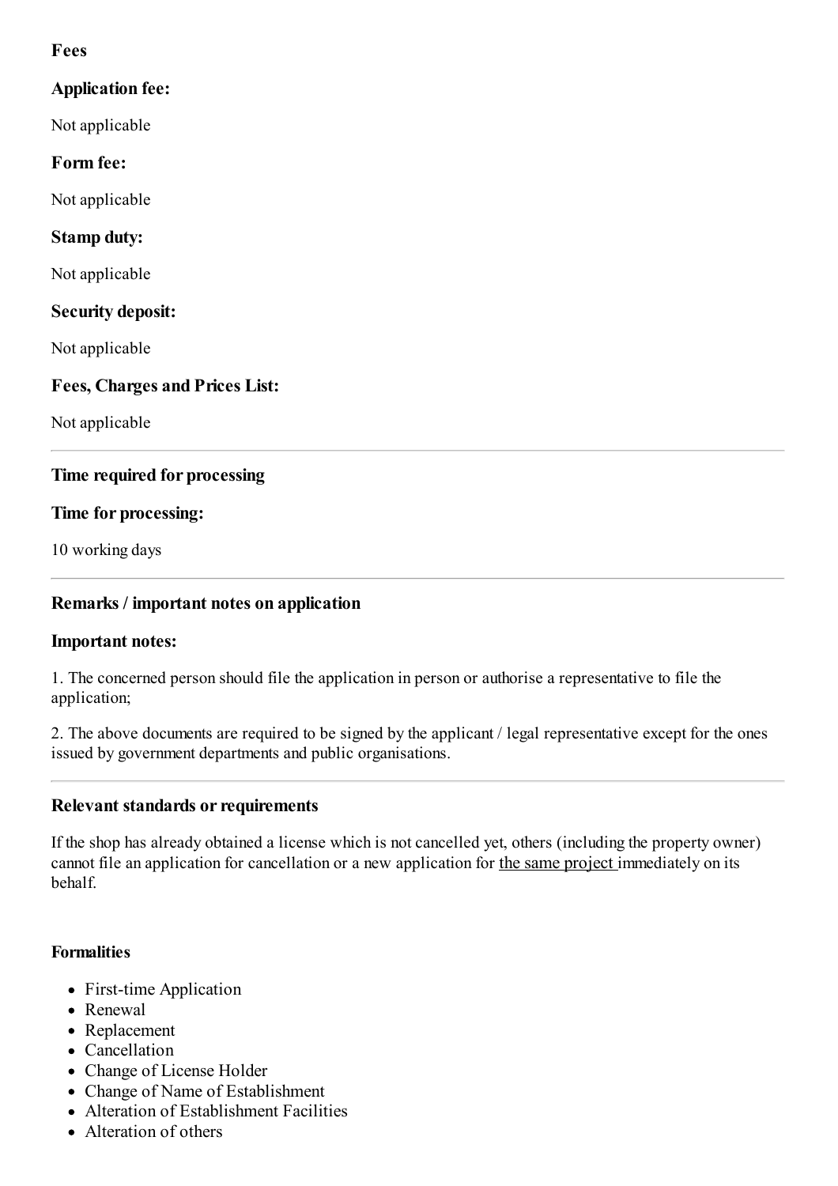## Fees

### Application fee:

Not applicable

### Form fee:

Not applicable

### Stamp duty:

Not applicable

### Security deposit:

Not applicable

### Fees, Charges and Prices List:

Not applicable

---

## Time required for processing

### Time for processing:

10 working days

---

## Remarks / important notes on application

### Important notes:

1. The concerned person should file the application in person or authorise a representative to file the application;

2. The above documents are required to be signed by the applicant / legal representative except for the ones issued by government departments and public organisations.

---

## Relevant standards or requirements

If the shop has already obtained a license which is not cancelled yet, others (including the property owner) cannot file an application for cancellation or a new application for the same project immediately on its behalf.

**Formalities**

- First-time Application
- Renewal
- Replacement
- Cancellation
- Change of License Holder
- Change of Name of Establishment
- Alteration of Establishment Facilities
- Alteration of others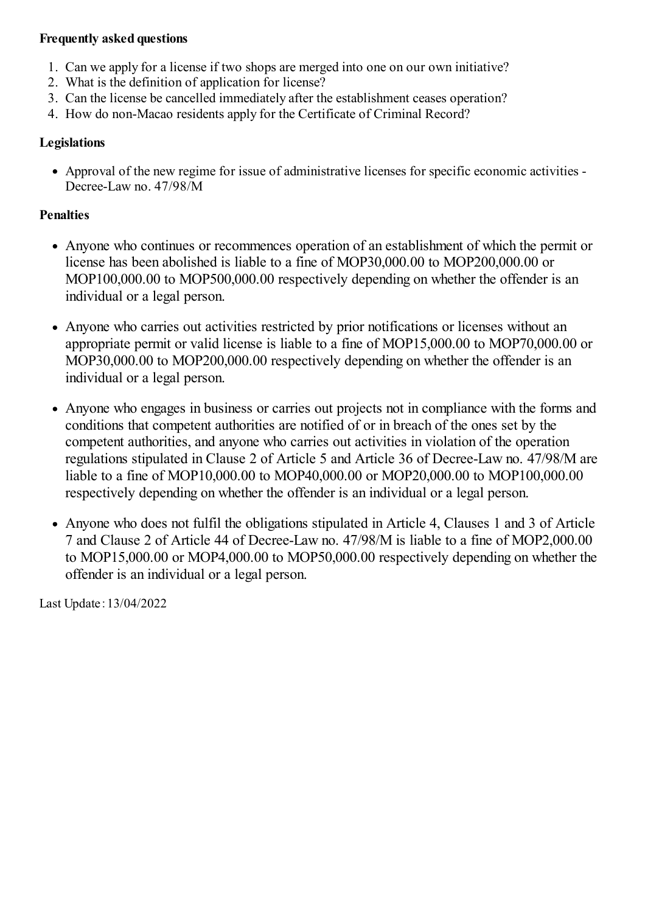**Frequently asked questions**

1. Can we apply for a license if two shops are merged into one on our own initiative?
2. What is the definition of application for license?
3. Can the license be cancelled immediately after the establishment ceases operation?
4. How do non-Macao residents apply for the Certificate of Criminal Record?

**Legislations**

- Approval of the new regime for issue of administrative licenses for specific economic activities - Decree-Law no. 47/98/M

**Penalties**

- Anyone who continues or recommences operation of an establishment of which the permit or license has been abolished is liable to a fine of MOP30,000.00 to MOP200,000.00 or MOP100,000.00 to MOP500,000.00 respectively depending on whether the offender is an individual or a legal person.

- Anyone who carries out activities restricted by prior notifications or licenses without an appropriate permit or valid license is liable to a fine of MOP15,000.00 to MOP70,000.00 or MOP30,000.00 to MOP200,000.00 respectively depending on whether the offender is an individual or a legal person.

- Anyone who engages in business or carries out projects not in compliance with the forms and conditions that competent authorities are notified of or in breach of the ones set by the competent authorities, and anyone who carries out activities in violation of the operation regulations stipulated in Clause 2 of Article 5 and Article 36 of Decree-Law no. 47/98/M are liable to a fine of MOP10,000.00 to MOP40,000.00 or MOP20,000.00 to MOP100,000.00 respectively depending on whether the offender is an individual or a legal person.

- Anyone who does not fulfil the obligations stipulated in Article 4, Clauses 1 and 3 of Article 7 and Clause 2 of Article 44 of Decree-Law no. 47/98/M is liable to a fine of MOP2,000.00 to MOP15,000.00 or MOP4,000.00 to MOP50,000.00 respectively depending on whether the offender is an individual or a legal person.

Last Update : 13/04/2022